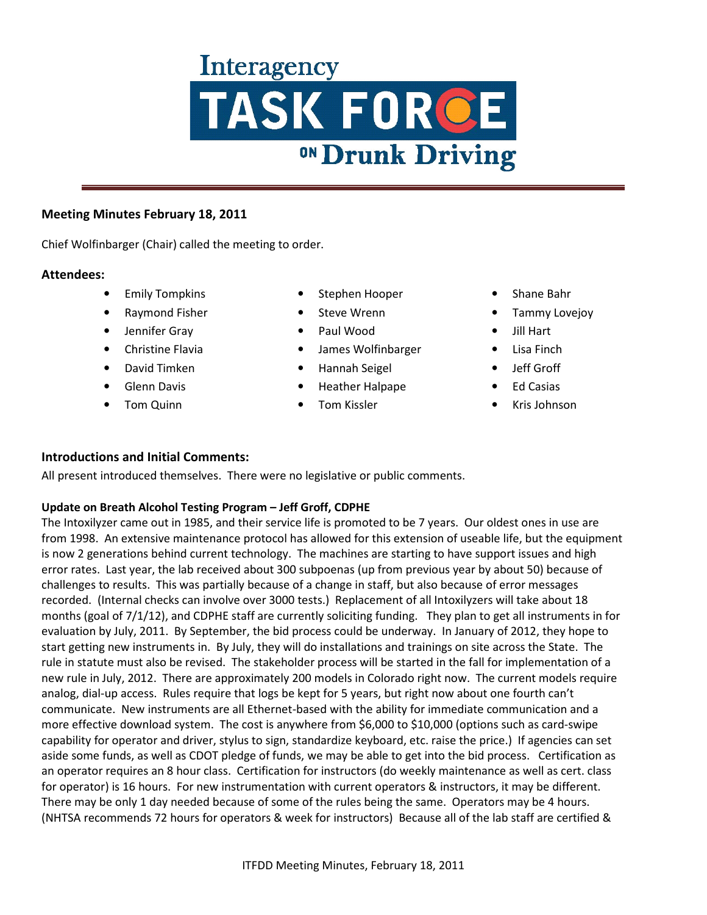# Interagency TASK FORCE ON Drunk Driving

**Meeting Minutes February 18, 2011**

Chief Wolfinbarger (Chair) called the meeting to order.

## Attendees:

- Emily Tompkins
- Raymond Fisher
- Jennifer Gray
- Christine Flavia
- David Timken
- Glenn Davis
- Tom Quinn
- Stephen Hooper
- Steve Wrenn
- Paul Wood
- James Wolfinbarger
- Hannah Seigel
- Heather Halpape
- Tom Kissler
- Shane Bahr
- Tammy Lovejoy
- Jill Hart
- Lisa Finch
- Jeff Groff
- Ed Casias
- Kris Johnson

## Introductions and Initial Comments:

All present introduced themselves. There were no legislative or public comments.

**Update on Breath Alcohol Testing Program – Jeff Groff, CDPHE**

The Intoxilyzer came out in 1985, and their service life is promoted to be 7 years. Our oldest ones in use are from 1998. An extensive maintenance protocol has allowed for this extension of useable life, but the equipment is now 2 generations behind current technology. The machines are starting to have support issues and high error rates. Last year, the lab received about 300 subpoenas (up from previous year by about 50) because of challenges to results. This was partially because of a change in staff, but also because of error messages recorded. (Internal checks can involve over 3000 tests.) Replacement of all Intoxilyzers will take about 18 months (goal of 7/1/12), and CDPHE staff are currently soliciting funding. They plan to get all instruments in for evaluation by July, 2011. By September, the bid process could be underway. In January of 2012, they hope to start getting new instruments in. By July, they will do installations and trainings on site across the State. The rule in statute must also be revised. The stakeholder process will be started in the fall for implementation of a new rule in July, 2012. There are approximately 200 models in Colorado right now. The current models require analog, dial-up access. Rules require that logs be kept for 5 years, but right now about one fourth can't communicate. New instruments are all Ethernet-based with the ability for immediate communication and a more effective download system. The cost is anywhere from $6,000 to $10,000 (options such as card-swipe capability for operator and driver, stylus to sign, standardize keyboard, etc. raise the price.) If agencies can set aside some funds, as well as CDOT pledge of funds, we may be able to get into the bid process. Certification as an operator requires an 8 hour class. Certification for instructors (do weekly maintenance as well as cert. class for operator) is 16 hours. For new instrumentation with current operators & instructors, it may be different. There may be only 1 day needed because of some of the rules being the same. Operators may be 4 hours. (NHTSA recommends 72 hours for operators & week for instructors) Because all of the lab staff are certified &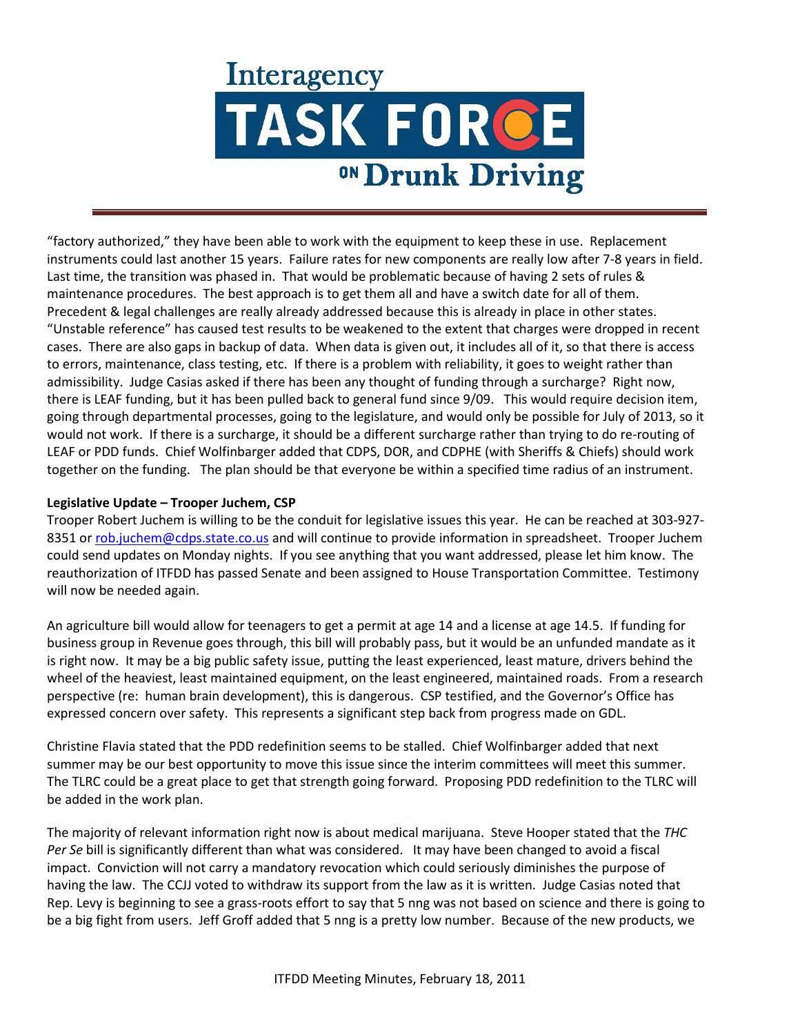"factory authorized," they have been able to work with the equipment to keep these in use. Replacement instruments could last another 15 years. Failure rates for new components are really low after 7-8 years in field. Last time, the transition was phased in. That would be problematic because of having 2 sets of rules & maintenance procedures. The best approach is to get them all and have a switch date for all of them. Precedent & legal challenges are really already addressed because this is already in place in other states. "Unstable reference" has caused test results to be weakened to the extent that charges were dropped in recent cases. There are also gaps in backup of data. When data is given out, it includes all of it, so that there is access to errors, maintenance, class testing, etc. If there is a problem with reliability, it goes to weight rather than admissibility. Judge Casias asked if there has been any thought of funding through a surcharge? Right now, there is LEAF funding, but it has been pulled back to general fund since 9/09. This would require decision item, going through departmental processes, going to the legislature, and would only be possible for July of 2013, so it would not work. If there is a surcharge, it should be a different surcharge rather than trying to do re-routing of LEAF or PDD funds. Chief Wolfinbarger added that CDPS, DOR, and CDPHE (with Sheriffs & Chiefs) should work together on the funding. The plan should be that everyone be within a specified time radius of an instrument.

**Legislative Update – Trooper Juchem, CSP**

Trooper Robert Juchem is willing to be the conduit for legislative issues this year. He can be reached at 303-927-8351 or rob.juchem@cdps.state.co.us and will continue to provide information in spreadsheet. Trooper Juchem could send updates on Monday nights. If you see anything that you want addressed, please let him know. The reauthorization of ITFDD has passed Senate and been assigned to House Transportation Committee. Testimony will now be needed again.

An agriculture bill would allow for teenagers to get a permit at age 14 and a license at age 14.5. If funding for business group in Revenue goes through, this bill will probably pass, but it would be an unfunded mandate as it is right now. It may be a big public safety issue, putting the least experienced, least mature, drivers behind the wheel of the heaviest, least maintained equipment, on the least engineered, maintained roads. From a research perspective (re: human brain development), this is dangerous. CSP testified, and the Governor's Office has expressed concern over safety. This represents a significant step back from progress made on GDL.

Christine Flavia stated that the PDD redefinition seems to be stalled. Chief Wolfinbarger added that next summer may be our best opportunity to move this issue since the interim committees will meet this summer. The TLRC could be a great place to get that strength going forward. Proposing PDD redefinition to the TLRC will be added in the work plan.

The majority of relevant information right now is about medical marijuana. Steve Hooper stated that the *THC Per Se* bill is significantly different than what was considered. It may have been changed to avoid a fiscal impact. Conviction will not carry a mandatory revocation which could seriously diminishes the purpose of having the law. The CCJJ voted to withdraw its support from the law as it is written. Judge Casias noted that Rep. Levy is beginning to see a grass-roots effort to say that 5 nng was not based on science and there is going to be a big fight from users. Jeff Groff added that 5 nng is a pretty low number. Because of the new products, we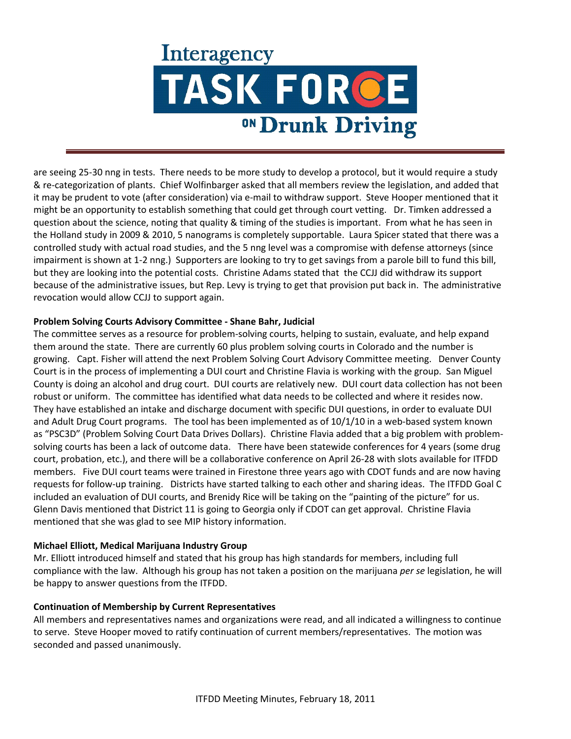are seeing 25-30 nng in tests. There needs to be more study to develop a protocol, but it would require a study & re-categorization of plants. Chief Wolfinbarger asked that all members review the legislation, and added that it may be prudent to vote (after consideration) via e-mail to withdraw support. Steve Hooper mentioned that it might be an opportunity to establish something that could get through court vetting. Dr. Timken addressed a question about the science, noting that quality & timing of the studies is important. From what he has seen in the Holland study in 2009 & 2010, 5 nanograms is completely supportable. Laura Spicer stated that there was a controlled study with actual road studies, and the 5 nng level was a compromise with defense attorneys (since impairment is shown at 1-2 nng.) Supporters are looking to try to get savings from a parole bill to fund this bill, but they are looking into the potential costs. Christine Adams stated that the CCJJ did withdraw its support because of the administrative issues, but Rep. Levy is trying to get that provision put back in. The administrative revocation would allow CCJJ to support again.

**Problem Solving Courts Advisory Committee - Shane Bahr, Judicial**

The committee serves as a resource for problem-solving courts, helping to sustain, evaluate, and help expand them around the state. There are currently 60 plus problem solving courts in Colorado and the number is growing. Capt. Fisher will attend the next Problem Solving Court Advisory Committee meeting. Denver County Court is in the process of implementing a DUI court and Christine Flavia is working with the group. San Miguel County is doing an alcohol and drug court. DUI courts are relatively new. DUI court data collection has not been robust or uniform. The committee has identified what data needs to be collected and where it resides now. They have established an intake and discharge document with specific DUI questions, in order to evaluate DUI and Adult Drug Court programs. The tool has been implemented as of 10/1/10 in a web-based system known as "PSC3D" (Problem Solving Court Data Drives Dollars). Christine Flavia added that a big problem with problem-solving courts has been a lack of outcome data. There have been statewide conferences for 4 years (some drug court, probation, etc.), and there will be a collaborative conference on April 26-28 with slots available for ITFDD members. Five DUI court teams were trained in Firestone three years ago with CDOT funds and are now having requests for follow-up training. Districts have started talking to each other and sharing ideas. The ITFDD Goal C included an evaluation of DUI courts, and Brenidy Rice will be taking on the "painting of the picture" for us. Glenn Davis mentioned that District 11 is going to Georgia only if CDOT can get approval. Christine Flavia mentioned that she was glad to see MIP history information.

**Michael Elliott, Medical Marijuana Industry Group**

Mr. Elliott introduced himself and stated that his group has high standards for members, including full compliance with the law. Although his group has not taken a position on the marijuana *per se* legislation, he will be happy to answer questions from the ITFDD.

**Continuation of Membership by Current Representatives**

All members and representatives names and organizations were read, and all indicated a willingness to continue to serve. Steve Hooper moved to ratify continuation of current members/representatives. The motion was seconded and passed unanimously.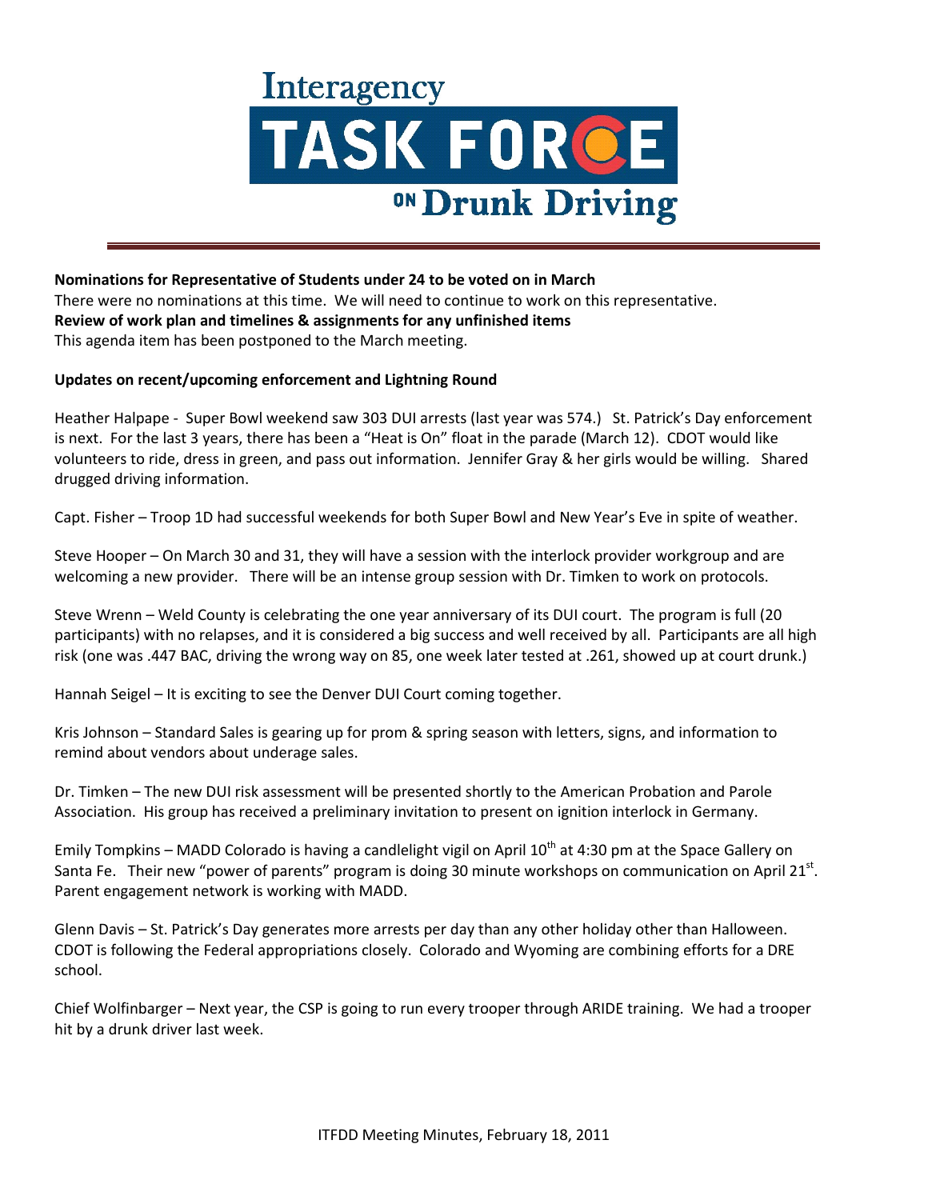**Nominations for Representative of Students under 24 to be voted on in March**

There were no nominations at this time. We will need to continue to work on this representative.

**Review of work plan and timelines & assignments for any unfinished items**

This agenda item has been postponed to the March meeting.

**Updates on recent/upcoming enforcement and Lightning Round**

Heather Halpape - Super Bowl weekend saw 303 DUI arrests (last year was 574.) St. Patrick's Day enforcement is next. For the last 3 years, there has been a "Heat is On" float in the parade (March 12). CDOT would like volunteers to ride, dress in green, and pass out information. Jennifer Gray & her girls would be willing. Shared drugged driving information.

Capt. Fisher – Troop 1D had successful weekends for both Super Bowl and New Year's Eve in spite of weather.

Steve Hooper – On March 30 and 31, they will have a session with the interlock provider workgroup and are welcoming a new provider. There will be an intense group session with Dr. Timken to work on protocols.

Steve Wrenn – Weld County is celebrating the one year anniversary of its DUI court. The program is full (20 participants) with no relapses, and it is considered a big success and well received by all. Participants are all high risk (one was .447 BAC, driving the wrong way on 85, one week later tested at .261, showed up at court drunk.)

Hannah Seigel – It is exciting to see the Denver DUI Court coming together.

Kris Johnson – Standard Sales is gearing up for prom & spring season with letters, signs, and information to remind about vendors about underage sales.

Dr. Timken – The new DUI risk assessment will be presented shortly to the American Probation and Parole Association. His group has received a preliminary invitation to present on ignition interlock in Germany.

Emily Tompkins – MADD Colorado is having a candlelight vigil on April 10th at 4:30 pm at the Space Gallery on Santa Fe. Their new "power of parents" program is doing 30 minute workshops on communication on April 21st. Parent engagement network is working with MADD.

Glenn Davis – St. Patrick's Day generates more arrests per day than any other holiday other than Halloween. CDOT is following the Federal appropriations closely. Colorado and Wyoming are combining efforts for a DRE school.

Chief Wolfinbarger – Next year, the CSP is going to run every trooper through ARIDE training. We had a trooper hit by a drunk driver last week.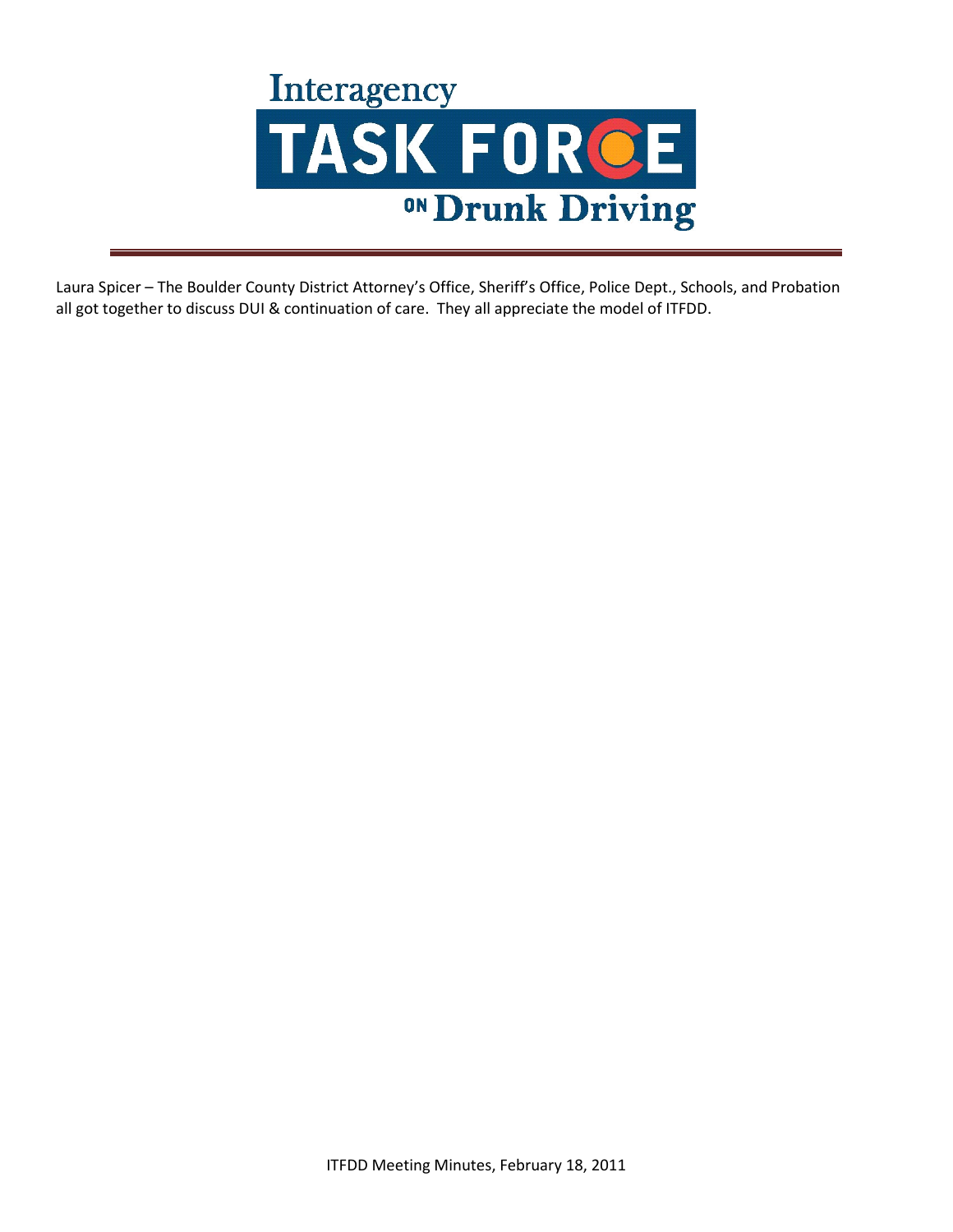Laura Spicer – The Boulder County District Attorney's Office, Sheriff's Office, Police Dept., Schools, and Probation all got together to discuss DUI & continuation of care. They all appreciate the model of ITFDD.